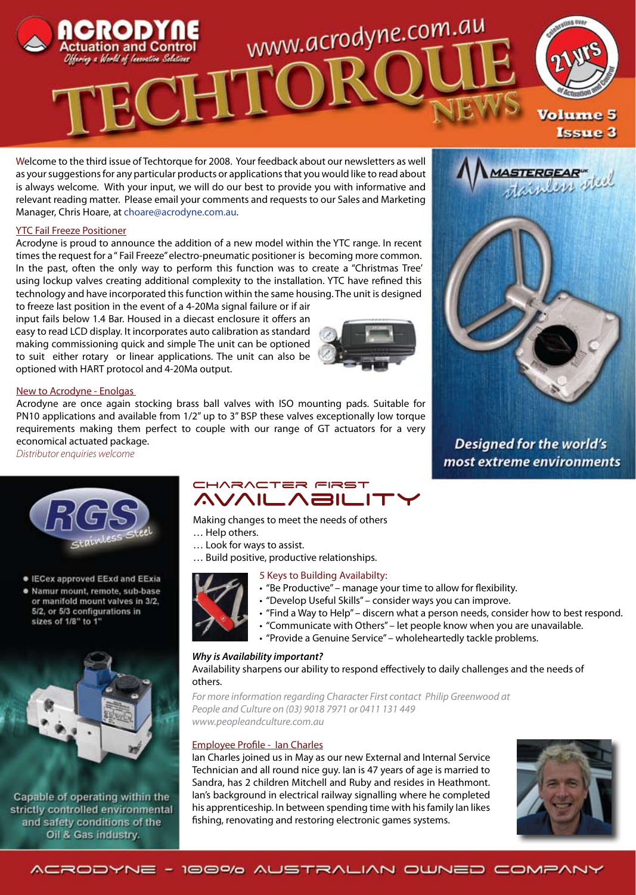# ACRODYNE Actuation and Control

*Offering a World of Innovative Solutions*

www.acrodyne.com.au

# TECHTORQUE NEWS

Volume 5 Issue 3

Welcome to the third issue of Techtorque for 2008. Your feedback about our newsletters as well as your suggestions for any particular products or applications that you would like to read about is always welcome. With your input, we will do our best to provide you with informative and relevant reading matter. Please email your comments and requests to our Sales and Marketing Manager, Chris Hoare, at choare@acrodyne.com.au.

## YTC Fail Freeze Positioner

Acrodyne is proud to announce the addition of a new model within the YTC range. In recent times the request for a " Fail Freeze" electro-pneumatic positioner is becoming more common. In the past, often the only way to perform this function was to create a "Christmas Tree' using lockup valves creating additional complexity to the installation. YTC have refined this technology and have incorporated this function within the same housing. The unit is designed to freeze last position in the event of a 4-20Ma signal failure or if air input fails below 1.4 Bar. Housed in a diecast enclosure it offers an easy to read LCD display. It incorporates auto calibration as standard making commissioning quick and simple The unit can be optioned to suit either rotary or linear applications. The unit can also be optioned with HART protocol and 4-20Ma output.

## New to Acrodyne - Enolgas

Acrodyne are once again stocking brass ball valves with ISO mounting pads. Suitable for PN10 applications and available from 1/2" up to 3" BSP these valves exceptionally low torque requirements making them perfect to couple with our range of GT actuators for a very economical actuated package.

*Distributor enquiries welcome*

MASTERGEAR stainless steel

*Designed for the world's most extreme environments*

RGS Stainless Steel

- IECex approved EExd and EExia
- Namur mount, remote, sub-base or manifold mount valves in 3/2, 5/2, or 5/3 configurations in sizes of 1/8" to 1"

Capable of operating within the strictly controlled environmental and safety conditions of the Oil & Gas industry.

## CHARACTER FIRST AVAILABILITY

Making changes to meet the needs of others
… Help others.
… Look for ways to assist.
… Build positive, productive relationships.

### 5 Keys to Building Availabilty:

- "Be Productive" – manage your time to allow for flexibility.
- "Develop Useful Skills" – consider ways you can improve.
- "Find a Way to Help" – discern what a person needs, consider how to best respond.
- "Communicate with Others" – let people know when you are unavailable.
- "Provide a Genuine Service" – wholeheartedly tackle problems.

***Why is Availability important?***

Availability sharpens our ability to respond effectively to daily challenges and the needs of others.

*For more information regarding Character First contact Philip Greenwood at People and Culture on (03) 9018 7971 or 0411 131 449 www.peopleandculture.com.au*

## Employee Profile - Ian Charles

Ian Charles joined us in May as our new External and Internal Service Technician and all round nice guy. Ian is 47 years of age is married to Sandra, has 2 children Mitchell and Ruby and resides in Heathmont. Ian's background in electrical railway signalling where he completed his apprenticeship. In between spending time with his family Ian likes fishing, renovating and restoring electronic games systems.

ACRODYNE - 100% AUSTRALIAN OWNED COMPANY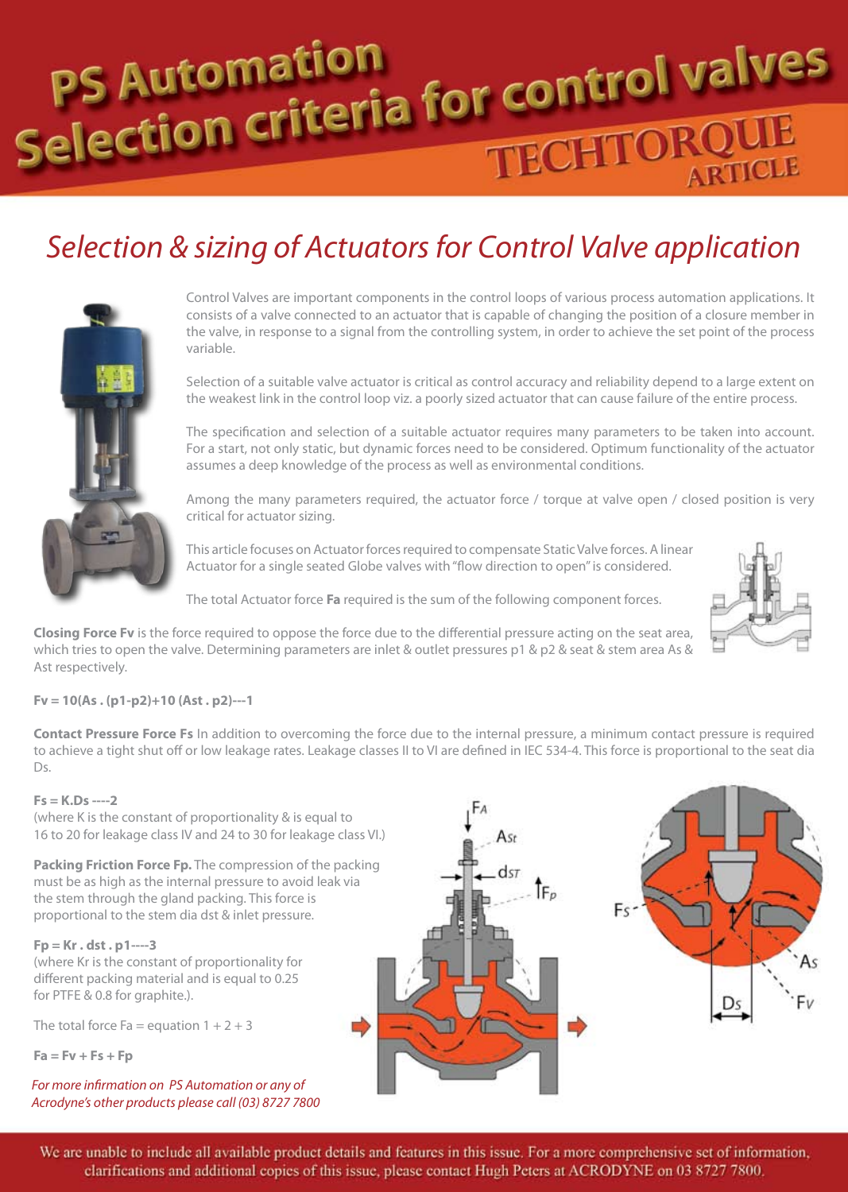# PS Automation Selection criteria for control valves

TECHTORQUE ARTICLE

## Selection & sizing of Actuators for Control Valve application

Control Valves are important components in the control loops of various process automation applications. It consists of a valve connected to an actuator that is capable of changing the position of a closure member in the valve, in response to a signal from the controlling system, in order to achieve the set point of the process variable.

Selection of a suitable valve actuator is critical as control accuracy and reliability depend to a large extent on the weakest link in the control loop viz. a poorly sized actuator that can cause failure of the entire process.

The specification and selection of a suitable actuator requires many parameters to be taken into account. For a start, not only static, but dynamic forces need to be considered. Optimum functionality of the actuator assumes a deep knowledge of the process as well as environmental conditions.

Among the many parameters required, the actuator force / torque at valve open / closed position is very critical for actuator sizing.

This article focuses on Actuator forces required to compensate Static Valve forces. A linear Actuator for a single seated Globe valves with "flow direction to open" is considered.

The total Actuator force **Fa** required is the sum of the following component forces.

**Closing Force Fv** is the force required to oppose the force due to the differential pressure acting on the seat area, which tries to open the valve. Determining parameters are inlet & outlet pressures p1 & p2 & seat & stem area As & Ast respectively.

**Fv = 10(As . (p1-p2)+10 (Ast . p2)---1**

**Contact Pressure Force Fs** In addition to overcoming the force due to the internal pressure, a minimum contact pressure is required to achieve a tight shut off or low leakage rates. Leakage classes II to VI are defined in IEC 534-4. This force is proportional to the seat dia Ds.

**Fs = K.Ds ----2**
(where K is the constant of proportionality & is equal to 16 to 20 for leakage class IV and 24 to 30 for leakage class VI.)

**Packing Friction Force Fp.** The compression of the packing must be as high as the internal pressure to avoid leak via the stem through the gland packing. This force is proportional to the stem dia dst & inlet pressure.

**Fp = Kr . dst . p1----3**
(where Kr is the constant of proportionality for different packing material and is equal to 0.25 for PTFE & 0.8 for graphite.).

The total force Fa = equation 1 + 2 + 3

**Fa = Fv + Fs + Fp**

FA
Ast
dST
Fp
Fs
As
Ds
Fv

*For more infirmation on PS Automation or any of Acrodyne's other products please call (03) 8727 7800*

We are unable to include all available product details and features in this issue. For a more comprehensive set of information, clarifications and additional copies of this issue, please contact Hugh Peters at ACRODYNE on 03 8727 7800.